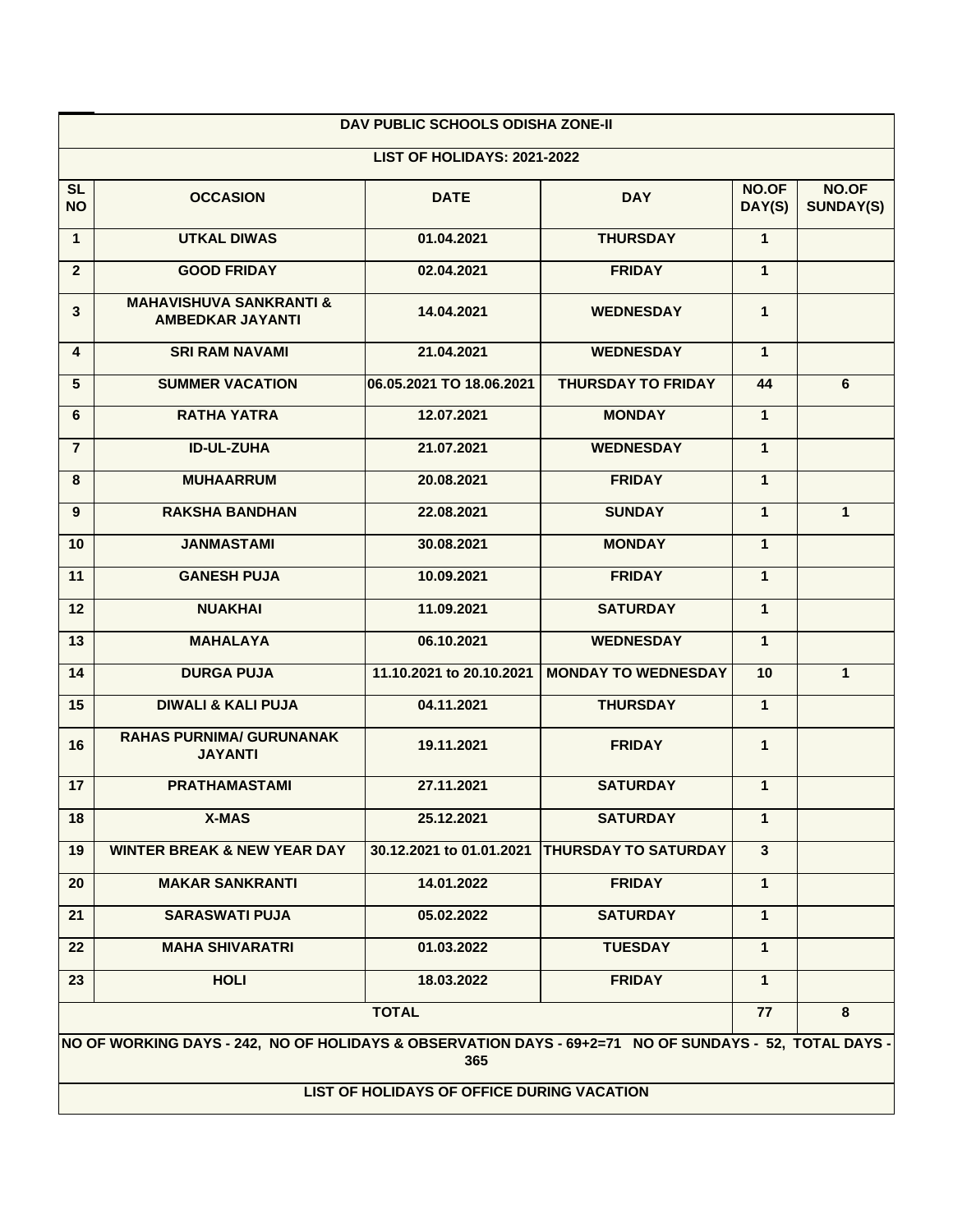## DAV PUBLIC SCHOOLS ODISHA ZONE-II

### LIST OF HOLIDAYS: 2021-2022

| SL NO | OCCASION | DATE | DAY | NO.OF DAY(S) | NO.OF SUNDAY(S) |
|---|---|---|---|---|---|
| 1 | UTKAL DIWAS | 01.04.2021 | THURSDAY | 1 | |
| 2 | GOOD FRIDAY | 02.04.2021 | FRIDAY | 1 | |
| 3 | MAHAVISHUVA SANKRANTI & AMBEDKAR JAYANTI | 14.04.2021 | WEDNESDAY | 1 | |
| 4 | SRI RAM NAVAMI | 21.04.2021 | WEDNESDAY | 1 | |
| 5 | SUMMER VACATION | 06.05.2021 TO 18.06.2021 | THURSDAY TO FRIDAY | 44 | 6 |
| 6 | RATHA YATRA | 12.07.2021 | MONDAY | 1 | |
| 7 | ID-UL-ZUHA | 21.07.2021 | WEDNESDAY | 1 | |
| 8 | MUHAARRUM | 20.08.2021 | FRIDAY | 1 | |
| 9 | RAKSHA BANDHAN | 22.08.2021 | SUNDAY | 1 | 1 |
| 10 | JANMASTAMI | 30.08.2021 | MONDAY | 1 | |
| 11 | GANESH PUJA | 10.09.2021 | FRIDAY | 1 | |
| 12 | NUAKHAI | 11.09.2021 | SATURDAY | 1 | |
| 13 | MAHALAYA | 06.10.2021 | WEDNESDAY | 1 | |
| 14 | DURGA PUJA | 11.10.2021 to 20.10.2021 | MONDAY TO WEDNESDAY | 10 | 1 |
| 15 | DIWALI & KALI PUJA | 04.11.2021 | THURSDAY | 1 | |
| 16 | RAHAS PURNIMA/ GURUNANAK JAYANTI | 19.11.2021 | FRIDAY | 1 | |
| 17 | PRATHAMASTAMI | 27.11.2021 | SATURDAY | 1 | |
| 18 | X-MAS | 25.12.2021 | SATURDAY | 1 | |
| 19 | WINTER BREAK & NEW YEAR DAY | 30.12.2021 to 01.01.2021 | THURSDAY TO SATURDAY | 3 | |
| 20 | MAKAR SANKRANTI | 14.01.2022 | FRIDAY | 1 | |
| 21 | SARASWATI PUJA | 05.02.2022 | SATURDAY | 1 | |
| 22 | MAHA SHIVARATRI | 01.03.2022 | TUESDAY | 1 | |
| 23 | HOLI | 18.03.2022 | FRIDAY | 1 | |
| | TOTAL | | | 77 | 8 |

**NO OF WORKING DAYS - 242, NO OF HOLIDAYS & OBSERVATION DAYS - 69+2=71 NO OF SUNDAYS - 52, TOTAL DAYS - 365**

### LIST OF HOLIDAYS OF OFFICE DURING VACATION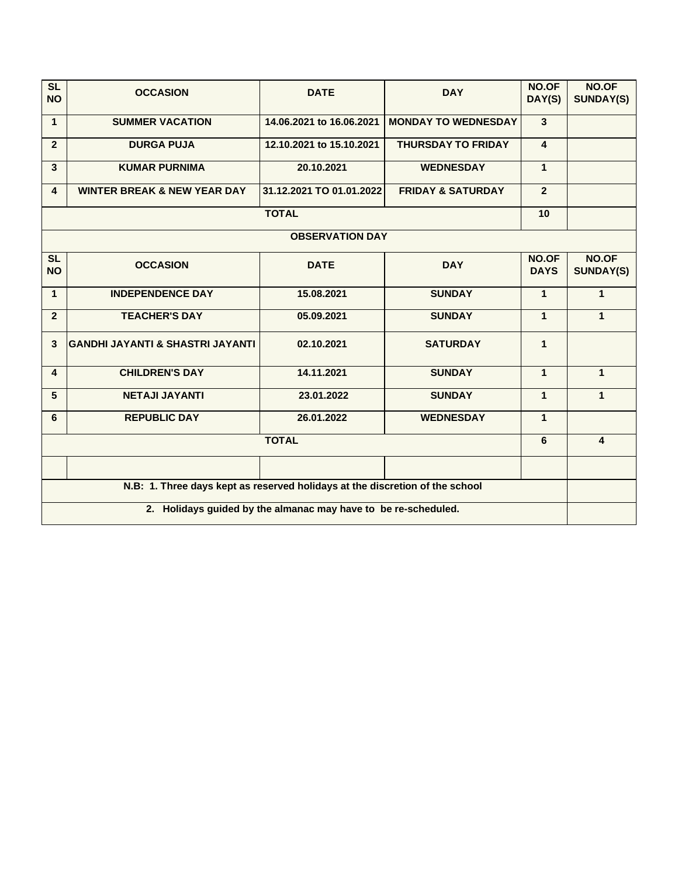| SL NO | OCCASION | DATE | DAY | NO.OF DAY(S) | NO.OF SUNDAY(S) |
|---|---|---|---|---|---|
| 1 | SUMMER VACATION | 14.06.2021 to 16.06.2021 | MONDAY TO WEDNESDAY | 3 | |
| 2 | DURGA PUJA | 12.10.2021 to 15.10.2021 | THURSDAY TO FRIDAY | 4 | |
| 3 | KUMAR PURNIMA | 20.10.2021 | WEDNESDAY | 1 | |
| 4 | WINTER BREAK & NEW YEAR DAY | 31.12.2021 TO 01.01.2022 | FRIDAY & SATURDAY | 2 | |
| | | TOTAL | | 10 | |

**OBSERVATION DAY**

| SL NO | OCCASION | DATE | DAY | NO.OF DAYS | NO.OF SUNDAY(S) |
|---|---|---|---|---|---|
| 1 | INDEPENDENCE DAY | 15.08.2021 | SUNDAY | 1 | 1 |
| 2 | TEACHER'S DAY | 05.09.2021 | SUNDAY | 1 | 1 |
| 3 | GANDHI JAYANTI & SHASTRI JAYANTI | 02.10.2021 | SATURDAY | 1 | |
| 4 | CHILDREN'S DAY | 14.11.2021 | SUNDAY | 1 | 1 |
| 5 | NETAJI JAYANTI | 23.01.2022 | SUNDAY | 1 | 1 |
| 6 | REPUBLIC DAY | 26.01.2022 | WEDNESDAY | 1 | |
| | | TOTAL | | 6 | 4 |

N.B: 1. Three days kept as reserved holidays at the discretion of the school

2. Holidays guided by the almanac may have to be re-scheduled.